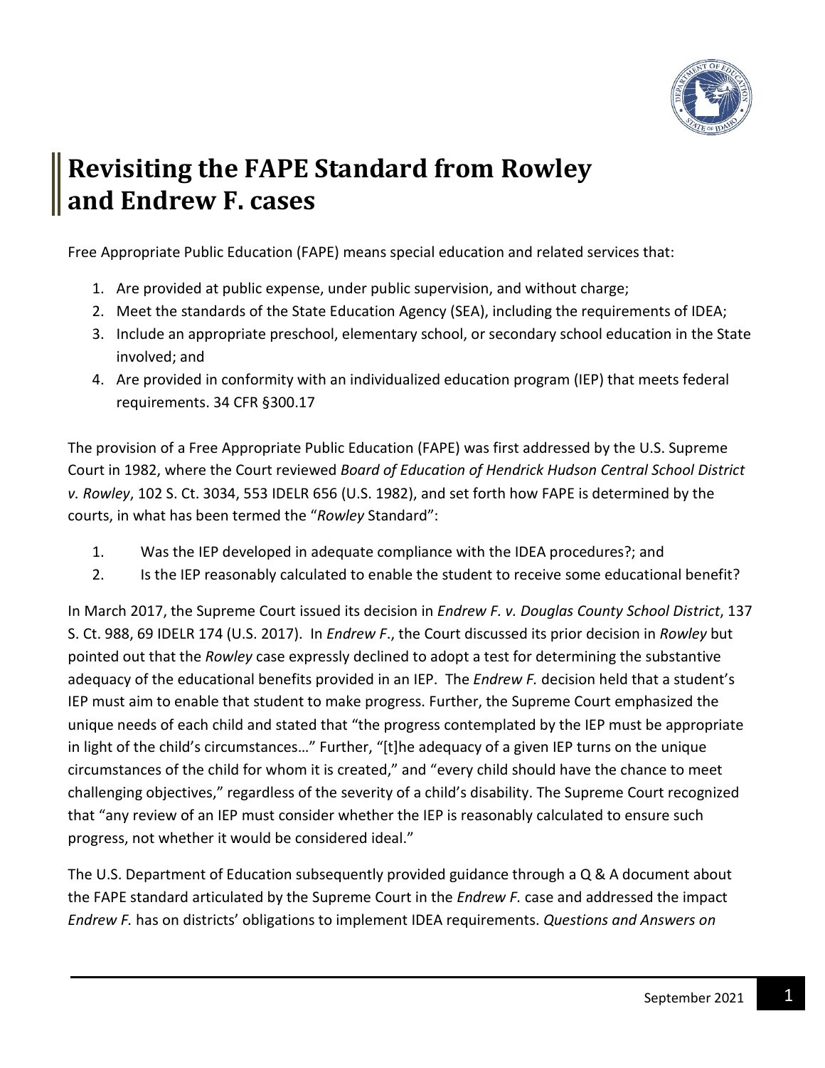# Revisiting the FAPE Standard from Rowley and Endrew F. cases

Free Appropriate Public Education (FAPE) means special education and related services that:

1. Are provided at public expense, under public supervision, and without charge;
2. Meet the standards of the State Education Agency (SEA), including the requirements of IDEA;
3. Include an appropriate preschool, elementary school, or secondary school education in the State involved; and
4. Are provided in conformity with an individualized education program (IEP) that meets federal requirements. 34 CFR §300.17

The provision of a Free Appropriate Public Education (FAPE) was first addressed by the U.S. Supreme Court in 1982, where the Court reviewed *Board of Education of Hendrick Hudson Central School District v. Rowley*, 102 S. Ct. 3034, 553 IDELR 656 (U.S. 1982), and set forth how FAPE is determined by the courts, in what has been termed the "*Rowley* Standard":

1. Was the IEP developed in adequate compliance with the IDEA procedures?; and
2. Is the IEP reasonably calculated to enable the student to receive some educational benefit?

In March 2017, the Supreme Court issued its decision in *Endrew F. v. Douglas County School District*, 137 S. Ct. 988, 69 IDELR 174 (U.S. 2017). In *Endrew F.*, the Court discussed its prior decision in *Rowley* but pointed out that the *Rowley* case expressly declined to adopt a test for determining the substantive adequacy of the educational benefits provided in an IEP. The *Endrew F.* decision held that a student's IEP must aim to enable that student to make progress. Further, the Supreme Court emphasized the unique needs of each child and stated that "the progress contemplated by the IEP must be appropriate in light of the child's circumstances…" Further, "[t]he adequacy of a given IEP turns on the unique circumstances of the child for whom it is created," and "every child should have the chance to meet challenging objectives," regardless of the severity of a child's disability. The Supreme Court recognized that "any review of an IEP must consider whether the IEP is reasonably calculated to ensure such progress, not whether it would be considered ideal."

The U.S. Department of Education subsequently provided guidance through a Q & A document about the FAPE standard articulated by the Supreme Court in the *Endrew F.* case and addressed the impact *Endrew F.* has on districts' obligations to implement IDEA requirements. *Questions and Answers on*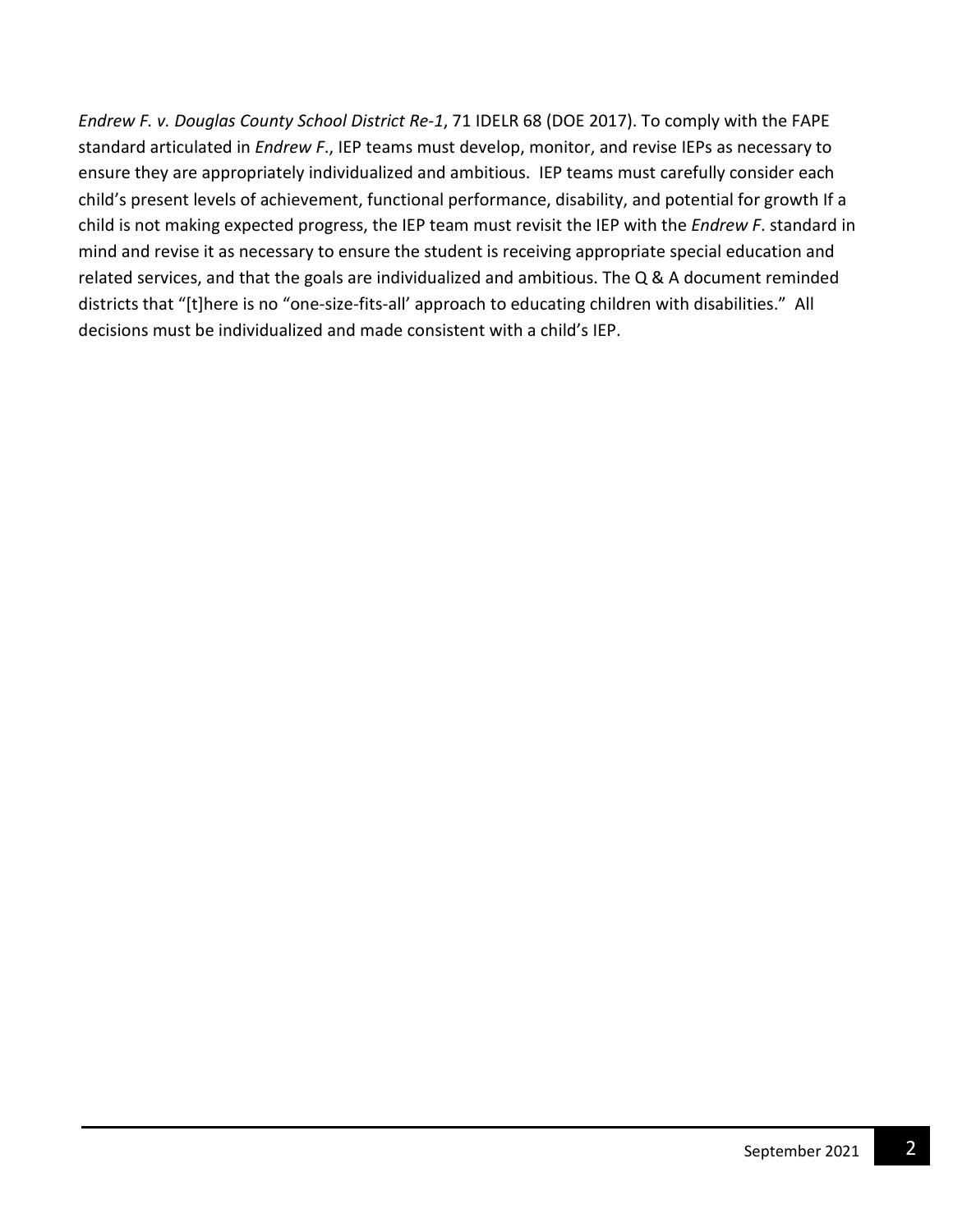*Endrew F. v. Douglas County School District Re-1*, 71 IDELR 68 (DOE 2017). To comply with the FAPE standard articulated in *Endrew F.*, IEP teams must develop, monitor, and revise IEPs as necessary to ensure they are appropriately individualized and ambitious. IEP teams must carefully consider each child's present levels of achievement, functional performance, disability, and potential for growth If a child is not making expected progress, the IEP team must revisit the IEP with the *Endrew F*. standard in mind and revise it as necessary to ensure the student is receiving appropriate special education and related services, and that the goals are individualized and ambitious. The Q & A document reminded districts that "[t]here is no "one-size-fits-all' approach to educating children with disabilities." All decisions must be individualized and made consistent with a child's IEP.